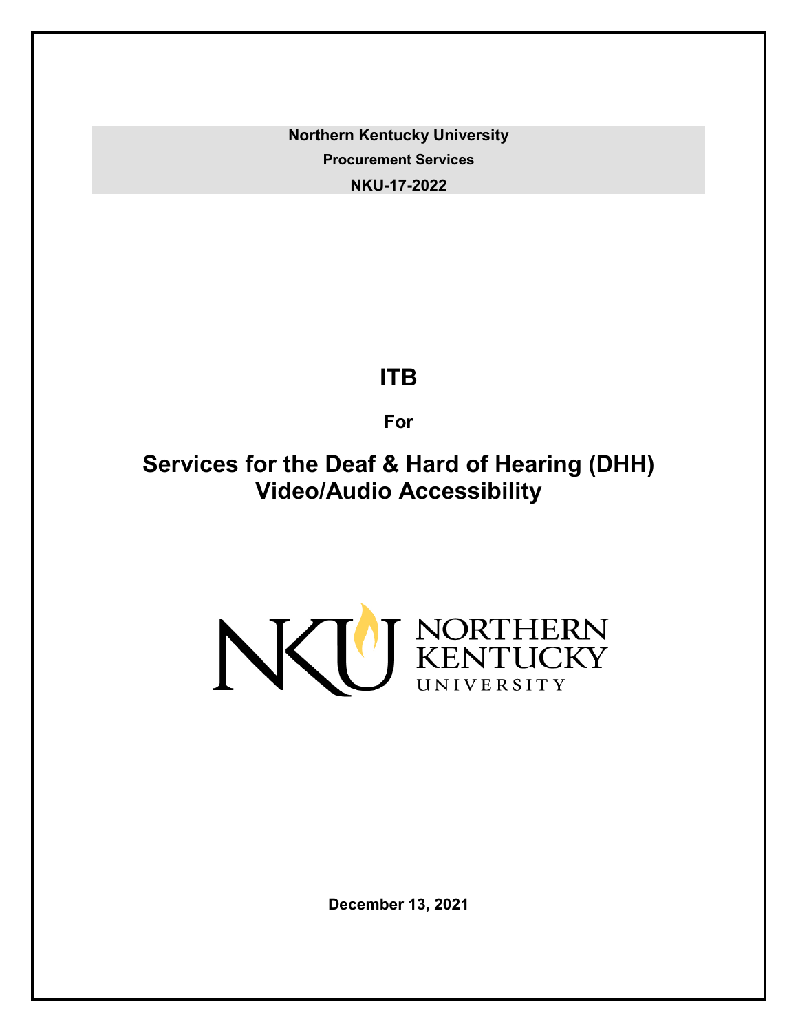**Northern Kentucky University**

**Procurement Services**

**NKU-17-2022**

# ITB

**For**

# Services for the Deaf & Hard of Hearing (DHH) Video/Audio Accessibility

NORTHERN KENTUCKY UNIVERSITY

**December 13, 2021**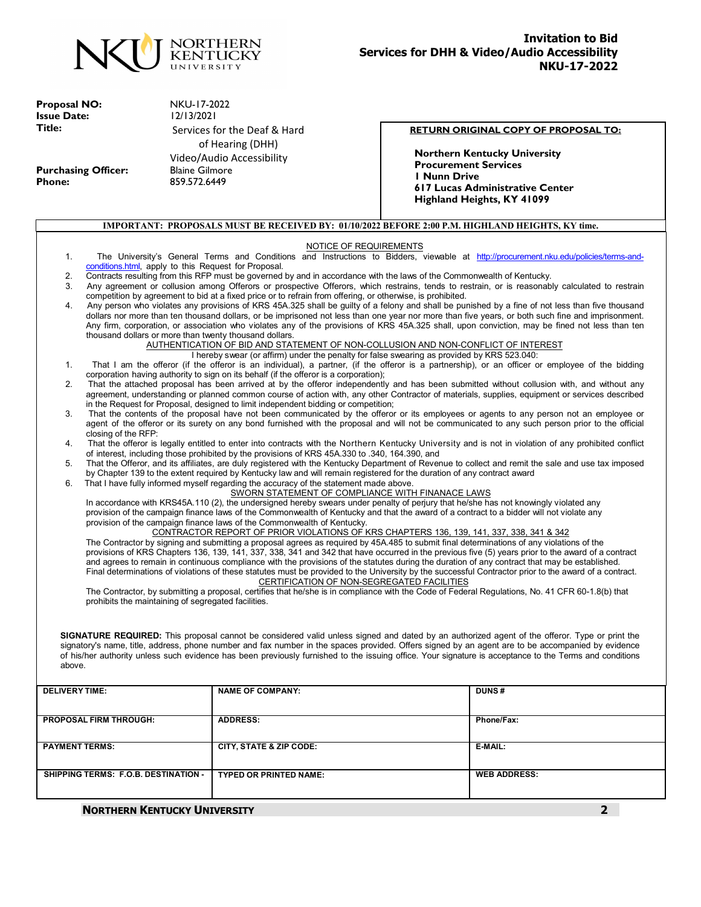# Invitation to Bid
## Services for DHH & Video/Audio Accessibility
## NKU-17-2022

**Proposal NO:** NKU-17-2022
**Issue Date:** 12/13/2021
**Title:** Services for the Deaf & Hard of Hearing (DHH) Video/Audio Accessibility
**Purchasing Officer:** Blaine Gilmore
**Phone:** 859.572.6449

**RETURN ORIGINAL COPY OF PROPOSAL TO:**

**Northern Kentucky University**
**Procurement Services**
**1 Nunn Drive**
**617 Lucas Administrative Center**
**Highland Heights, KY 41099**

**IMPORTANT: PROPOSALS MUST BE RECEIVED BY: 01/10/2022 BEFORE 2:00 P.M. HIGHLAND HEIGHTS, KY time.**

### NOTICE OF REQUIREMENTS

1. The University's General Terms and Conditions and Instructions to Bidders, viewable at http://procurement.nku.edu/policies/terms-and-conditions.html, apply to this Request for Proposal.
2. Contracts resulting from this RFP must be governed by and in accordance with the laws of the Commonwealth of Kentucky.
3. Any agreement or collusion among Offerors or prospective Offerors, which restrains, tends to restrain, or is reasonably calculated to restrain competition by agreement to bid at a fixed price or to refrain from offering, or otherwise, is prohibited.
4. Any person who violates any provisions of KRS 45A.325 shall be guilty of a felony and shall be punished by a fine of not less than five thousand dollars nor more than ten thousand dollars, or be imprisoned not less than one year nor more than five years, or both such fine and imprisonment. Any firm, corporation, or association who violates any of the provisions of KRS 45A.325 shall, upon conviction, may be fined not less than ten thousand dollars or more than twenty thousand dollars.

### AUTHENTICATION OF BID AND STATEMENT OF NON-COLLUSION AND NON-CONFLICT OF INTEREST

I hereby swear (or affirm) under the penalty for false swearing as provided by KRS 523.040:

1. That I am the offeror (if the offeror is an individual), a partner, (if the offeror is a partnership), or an officer or employee of the bidding corporation having authority to sign on its behalf (if the offeror is a corporation);
2. That the attached proposal has been arrived at by the offeror independently and has been submitted without collusion with, and without any agreement, understanding or planned common course of action with, any other Contractor of materials, supplies, equipment or services described in the Request for Proposal, designed to limit independent bidding or competition;
3. That the contents of the proposal have not been communicated by the offeror or its employees or agents to any person not an employee or agent of the offeror or its surety on any bond furnished with the proposal and will not be communicated to any such person prior to the official closing of the RFP:
4. That the offeror is legally entitled to enter into contracts with the Northern Kentucky University and is not in violation of any prohibited conflict of interest, including those prohibited by the provisions of KRS 45A.330 to .340, 164.390, and
5. That the Offeror, and its affiliates, are duly registered with the Kentucky Department of Revenue to collect and remit the sale and use tax imposed by Chapter 139 to the extent required by Kentucky law and will remain registered for the duration of any contract award
6. That I have fully informed myself regarding the accuracy of the statement made above.

### SWORN STATEMENT OF COMPLIANCE WITH FINANACE LAWS

In accordance with KRS45A.110 (2), the undersigned hereby swears under penalty of perjury that he/she has not knowingly violated any provision of the campaign finance laws of the Commonwealth of Kentucky and that the award of a contract to a bidder will not violate any provision of the campaign finance laws of the Commonwealth of Kentucky.

### CONTRACTOR REPORT OF PRIOR VIOLATIONS OF KRS CHAPTERS 136, 139, 141, 337, 338, 341 & 342

The Contractor by signing and submitting a proposal agrees as required by 45A.485 to submit final determinations of any violations of the provisions of KRS Chapters 136, 139, 141, 337, 338, 341 and 342 that have occurred in the previous five (5) years prior to the award of a contract and agrees to remain in continuous compliance with the provisions of the statutes during the duration of any contract that may be established. Final determinations of violations of these statutes must be provided to the University by the successful Contractor prior to the award of a contract.

### CERTIFICATION OF NON-SEGREGATED FACILITIES

The Contractor, by submitting a proposal, certifies that he/she is in compliance with the Code of Federal Regulations, No. 41 CFR 60-1.8(b) that prohibits the maintaining of segregated facilities.

**SIGNATURE REQUIRED:** This proposal cannot be considered valid unless signed and dated by an authorized agent of the offeror. Type or print the signatory's name, title, address, phone number and fax number in the spaces provided. Offers signed by an agent are to be accompanied by evidence of his/her authority unless such evidence has been previously furnished to the issuing office. Your signature is acceptance to the Terms and conditions above.

| DELIVERY TIME: | NAME OF COMPANY: | DUNS # |
|---|---|---|
| PROPOSAL FIRM THROUGH: | ADDRESS: | Phone/Fax: |
| PAYMENT TERMS: | CITY, STATE & ZIP CODE: | E-MAIL: |
| SHIPPING TERMS: F.O.B. DESTINATION - | TYPED OR PRINTED NAME: | WEB ADDRESS: |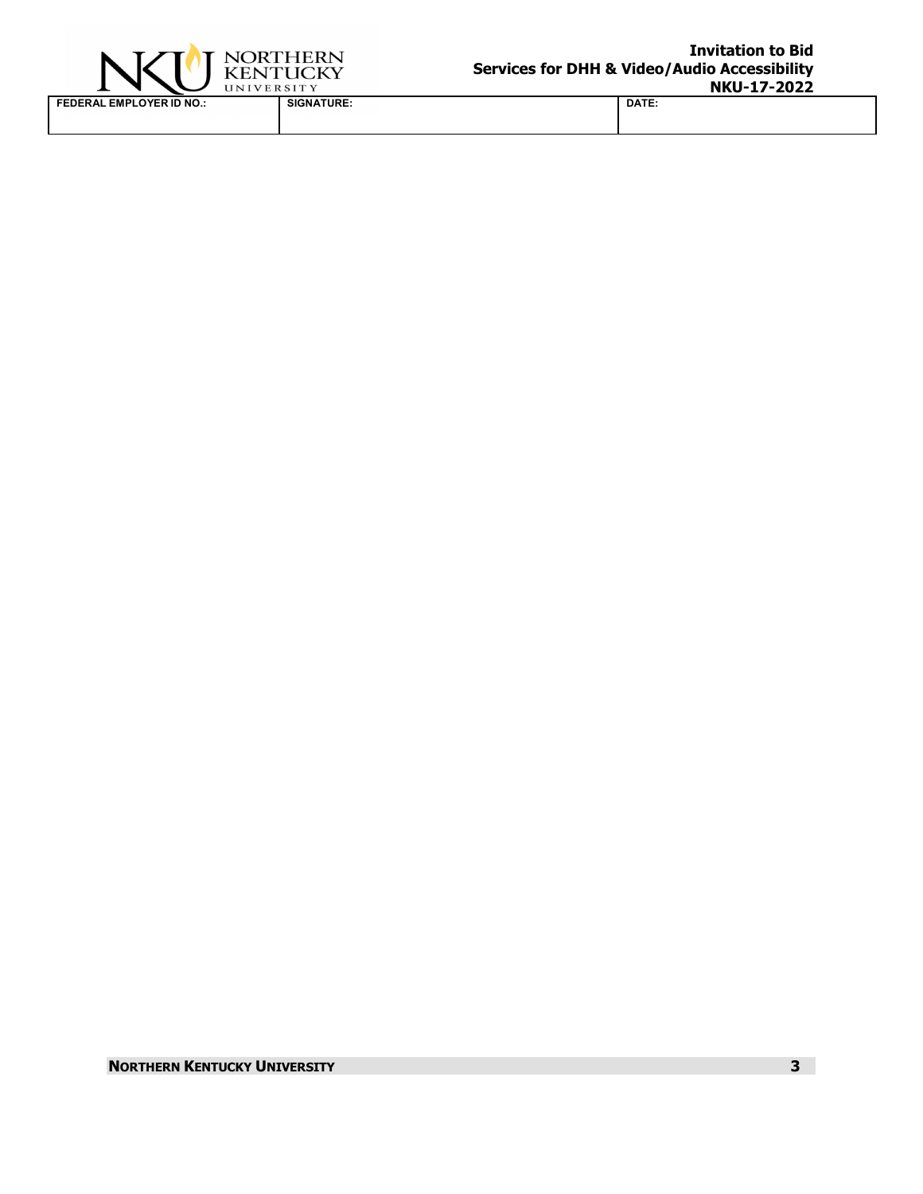| FEDERAL EMPLOYER ID NO.: | SIGNATURE: | DATE: |
| --- | --- | --- |
| | | |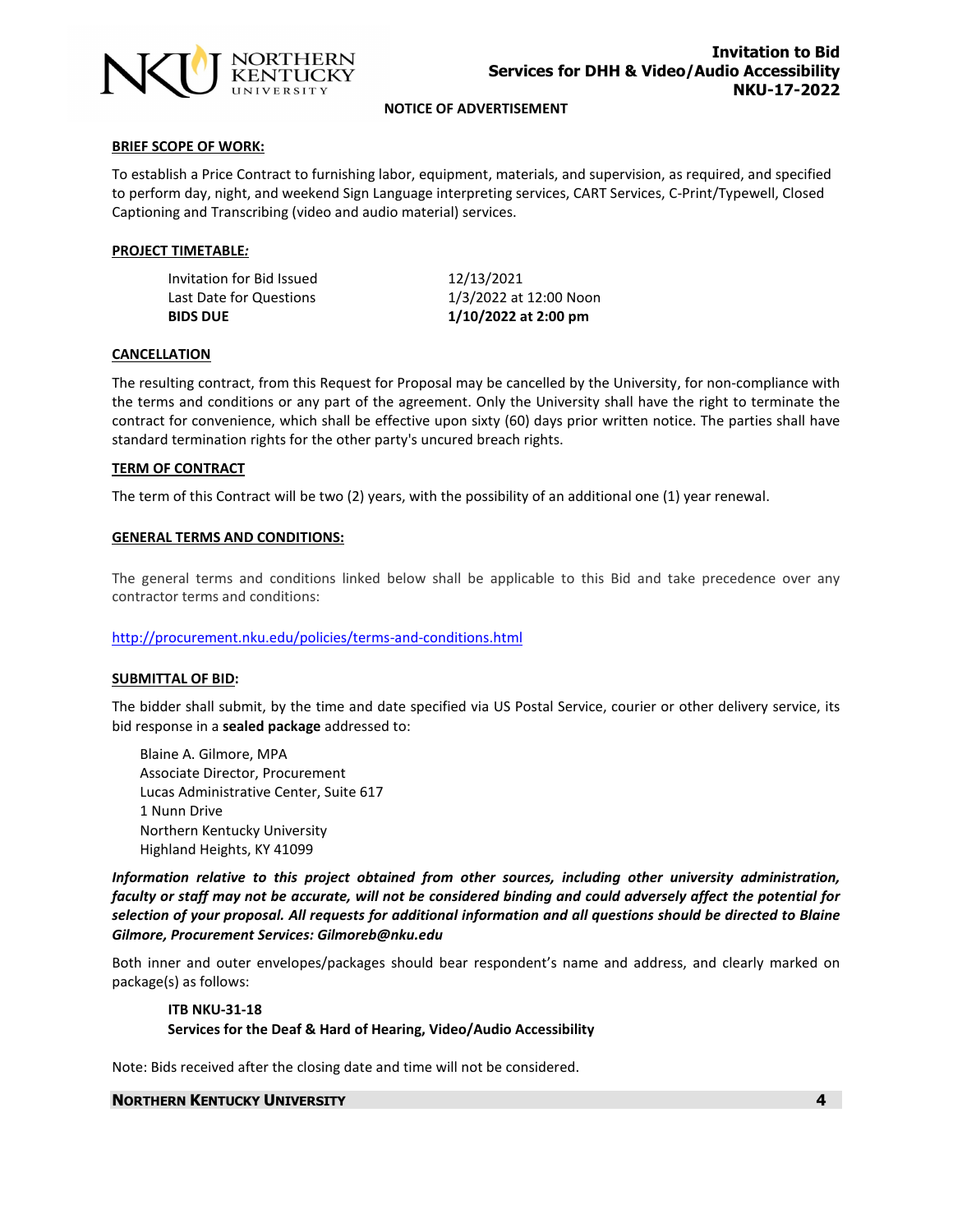# Invitation to Bid
# Services for DHH & Video/Audio Accessibility
# NKU-17-2022

## NOTICE OF ADVERTISEMENT

**BRIEF SCOPE OF WORK:**

To establish a Price Contract to furnishing labor, equipment, materials, and supervision, as required, and specified to perform day, night, and weekend Sign Language interpreting services, CART Services, C-Print/Typewell, Closed Captioning and Transcribing (video and audio material) services.

**PROJECT TIMETABLE:**

| | |
|---|---|
| Invitation for Bid Issued | 12/13/2021 |
| Last Date for Questions | 1/3/2022 at 12:00 Noon |
| **BIDS DUE** | **1/10/2022 at 2:00 pm** |

**CANCELLATION**

The resulting contract, from this Request for Proposal may be cancelled by the University, for non-compliance with the terms and conditions or any part of the agreement. Only the University shall have the right to terminate the contract for convenience, which shall be effective upon sixty (60) days prior written notice. The parties shall have standard termination rights for the other party's uncured breach rights.

**TERM OF CONTRACT**

The term of this Contract will be two (2) years, with the possibility of an additional one (1) year renewal.

**GENERAL TERMS AND CONDITIONS:**

The general terms and conditions linked below shall be applicable to this Bid and take precedence over any contractor terms and conditions:

http://procurement.nku.edu/policies/terms-and-conditions.html

**SUBMITTAL OF BID:**

The bidder shall submit, by the time and date specified via US Postal Service, courier or other delivery service, its bid response in a **sealed package** addressed to:

Blaine A. Gilmore, MPA
Associate Director, Procurement
Lucas Administrative Center, Suite 617
1 Nunn Drive
Northern Kentucky University
Highland Heights, KY 41099

***Information relative to this project obtained from other sources, including other university administration, faculty or staff may not be accurate, will not be considered binding and could adversely affect the potential for selection of your proposal. All requests for additional information and all questions should be directed to Blaine Gilmore, Procurement Services: Gilmoreb@nku.edu***

Both inner and outer envelopes/packages should bear respondent's name and address, and clearly marked on package(s) as follows:

**ITB NKU-31-18**
**Services for the Deaf & Hard of Hearing, Video/Audio Accessibility**

Note: Bids received after the closing date and time will not be considered.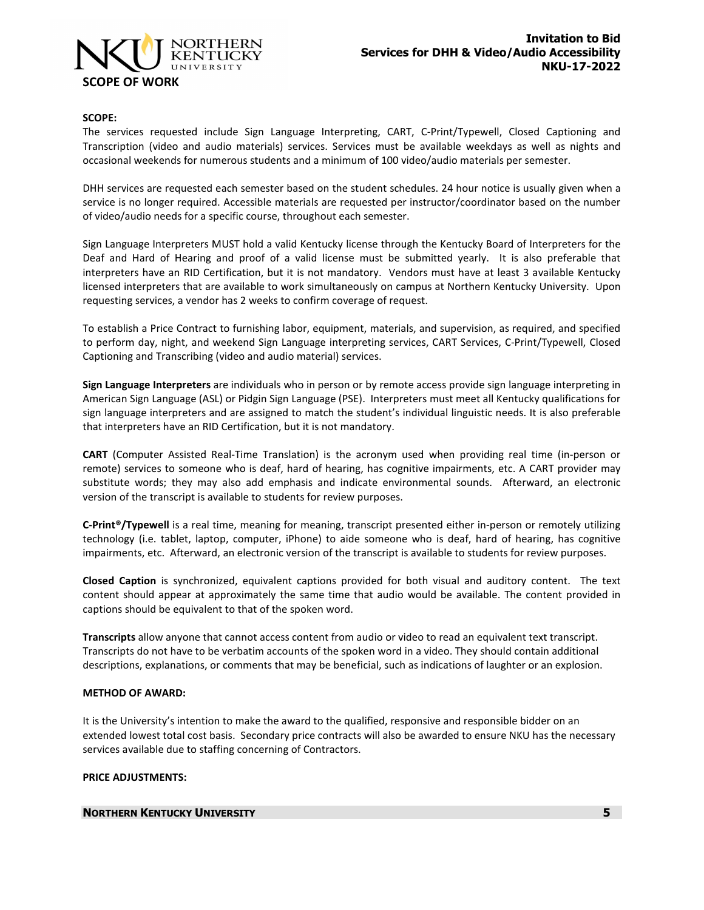## SCOPE OF WORK

**SCOPE:**

The services requested include Sign Language Interpreting, CART, C-Print/Typewell, Closed Captioning and Transcription (video and audio materials) services. Services must be available weekdays as well as nights and occasional weekends for numerous students and a minimum of 100 video/audio materials per semester.

DHH services are requested each semester based on the student schedules. 24 hour notice is usually given when a service is no longer required. Accessible materials are requested per instructor/coordinator based on the number of video/audio needs for a specific course, throughout each semester.

Sign Language Interpreters MUST hold a valid Kentucky license through the Kentucky Board of Interpreters for the Deaf and Hard of Hearing and proof of a valid license must be submitted yearly. It is also preferable that interpreters have an RID Certification, but it is not mandatory. Vendors must have at least 3 available Kentucky licensed interpreters that are available to work simultaneously on campus at Northern Kentucky University. Upon requesting services, a vendor has 2 weeks to confirm coverage of request.

To establish a Price Contract to furnishing labor, equipment, materials, and supervision, as required, and specified to perform day, night, and weekend Sign Language interpreting services, CART Services, C-Print/Typewell, Closed Captioning and Transcribing (video and audio material) services.

**Sign Language Interpreters** are individuals who in person or by remote access provide sign language interpreting in American Sign Language (ASL) or Pidgin Sign Language (PSE). Interpreters must meet all Kentucky qualifications for sign language interpreters and are assigned to match the student's individual linguistic needs. It is also preferable that interpreters have an RID Certification, but it is not mandatory.

**CART** (Computer Assisted Real-Time Translation) is the acronym used when providing real time (in-person or remote) services to someone who is deaf, hard of hearing, has cognitive impairments, etc. A CART provider may substitute words; they may also add emphasis and indicate environmental sounds. Afterward, an electronic version of the transcript is available to students for review purposes.

**C-Print®/Typewell** is a real time, meaning for meaning, transcript presented either in-person or remotely utilizing technology (i.e. tablet, laptop, computer, iPhone) to aide someone who is deaf, hard of hearing, has cognitive impairments, etc. Afterward, an electronic version of the transcript is available to students for review purposes.

**Closed Caption** is synchronized, equivalent captions provided for both visual and auditory content. The text content should appear at approximately the same time that audio would be available. The content provided in captions should be equivalent to that of the spoken word.

**Transcripts** allow anyone that cannot access content from audio or video to read an equivalent text transcript. Transcripts do not have to be verbatim accounts of the spoken word in a video. They should contain additional descriptions, explanations, or comments that may be beneficial, such as indications of laughter or an explosion.

**METHOD OF AWARD:**

It is the University's intention to make the award to the qualified, responsive and responsible bidder on an extended lowest total cost basis. Secondary price contracts will also be awarded to ensure NKU has the necessary services available due to staffing concerning of Contractors.

**PRICE ADJUSTMENTS:**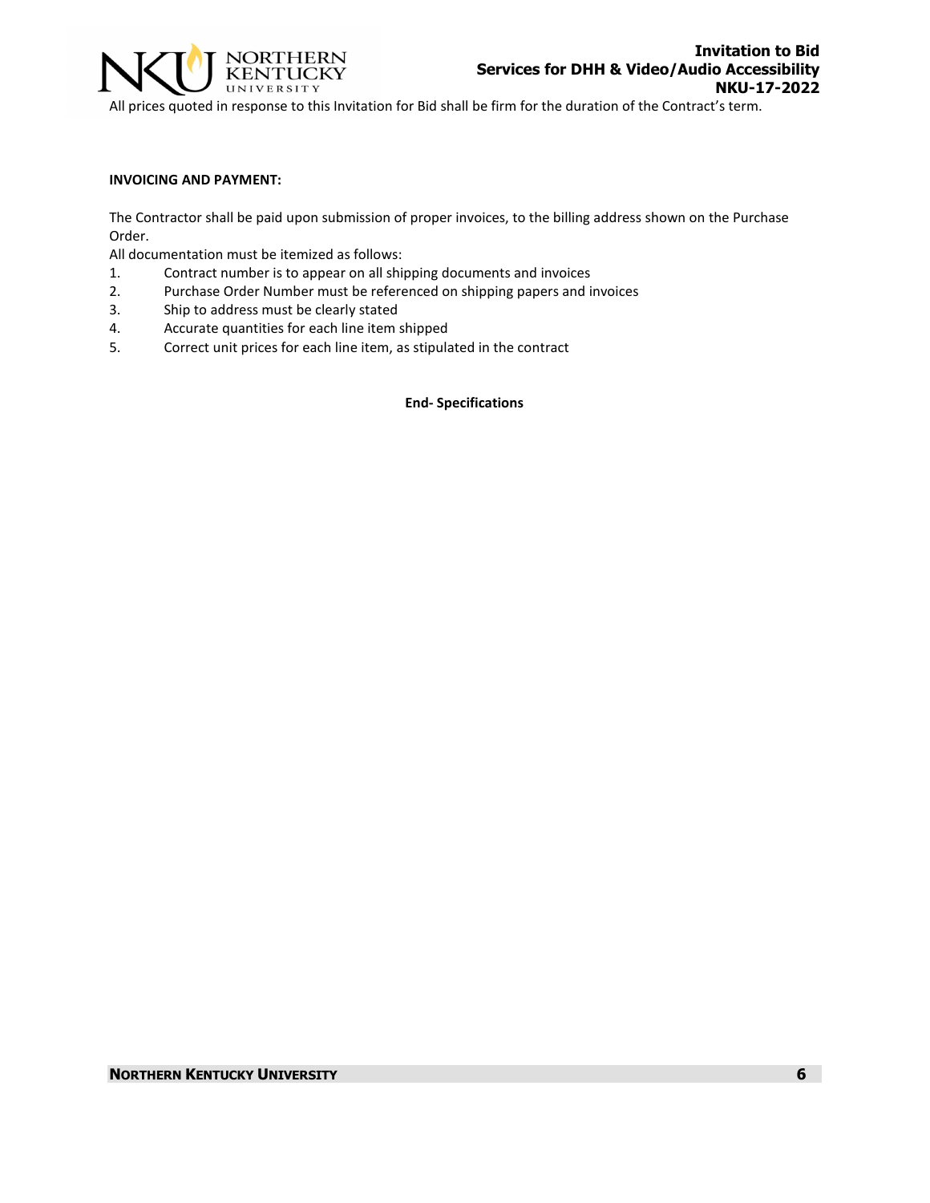All prices quoted in response to this Invitation for Bid shall be firm for the duration of the Contract's term.

**INVOICING AND PAYMENT:**

The Contractor shall be paid upon submission of proper invoices, to the billing address shown on the Purchase Order.

All documentation must be itemized as follows:

1. Contract number is to appear on all shipping documents and invoices
2. Purchase Order Number must be referenced on shipping papers and invoices
3. Ship to address must be clearly stated
4. Accurate quantities for each line item shipped
5. Correct unit prices for each line item, as stipulated in the contract

**End- Specifications**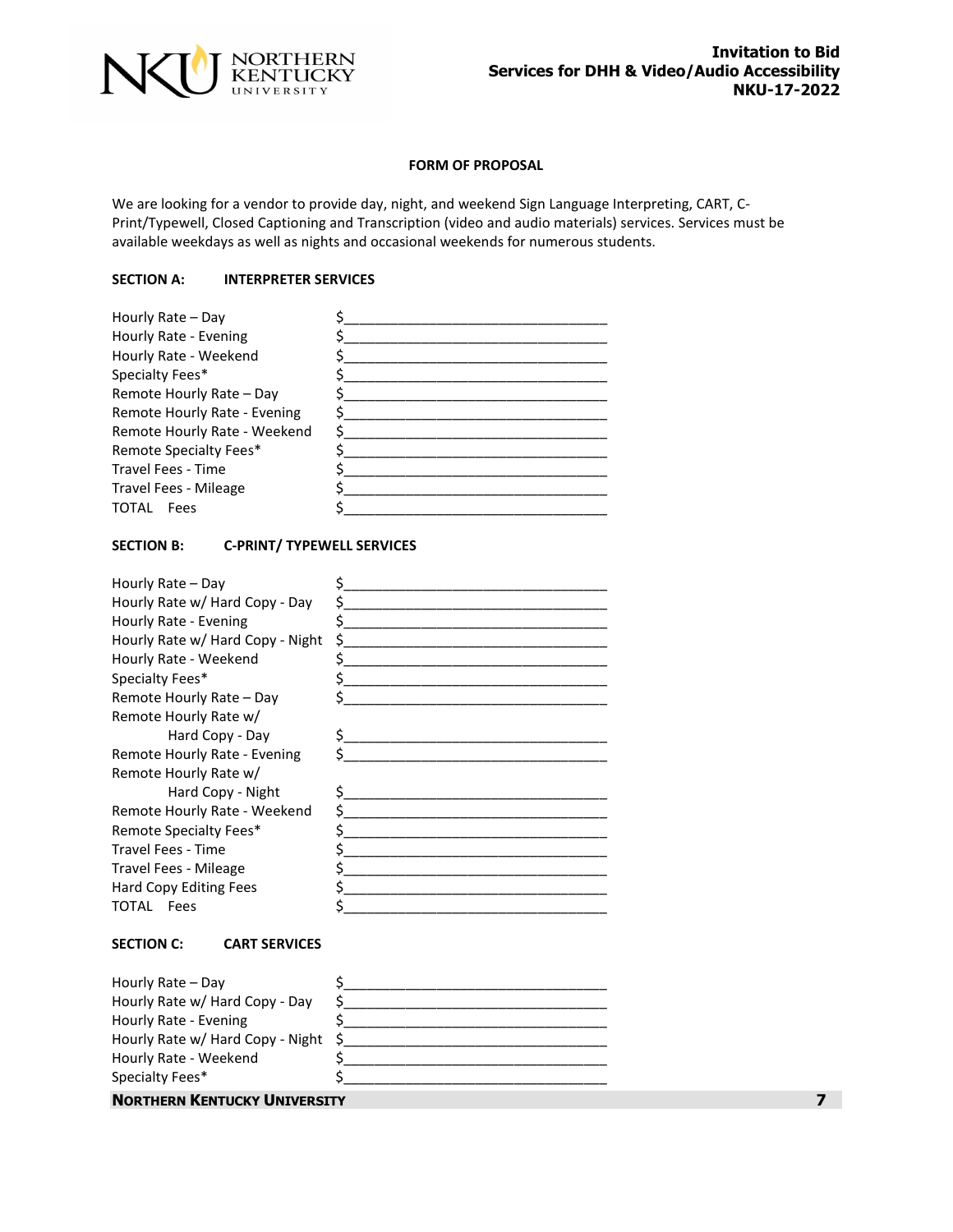## FORM OF PROPOSAL

We are looking for a vendor to provide day, night, and weekend Sign Language Interpreting, CART, C-Print/Typewell, Closed Captioning and Transcription (video and audio materials) services. Services must be available weekdays as well as nights and occasional weekends for numerous students.

### SECTION A: INTERPRETER SERVICES

| | |
|---|---|
| Hourly Rate – Day | $\_\_\_\_\_\_\_\_\_\_\_\_\_\_\_\_\_\_\_\_ |
| Hourly Rate - Evening | $\_\_\_\_\_\_\_\_\_\_\_\_\_\_\_\_\_\_\_\_ |
| Hourly Rate - Weekend | $\_\_\_\_\_\_\_\_\_\_\_\_\_\_\_\_\_\_\_\_ |
| Specialty Fees* | $\_\_\_\_\_\_\_\_\_\_\_\_\_\_\_\_\_\_\_\_ |
| Remote Hourly Rate – Day | $\_\_\_\_\_\_\_\_\_\_\_\_\_\_\_\_\_\_\_\_ |
| Remote Hourly Rate - Evening | $\_\_\_\_\_\_\_\_\_\_\_\_\_\_\_\_\_\_\_\_ |
| Remote Hourly Rate - Weekend | $\_\_\_\_\_\_\_\_\_\_\_\_\_\_\_\_\_\_\_\_ |
| Remote Specialty Fees* | $\_\_\_\_\_\_\_\_\_\_\_\_\_\_\_\_\_\_\_\_ |
| Travel Fees - Time | $\_\_\_\_\_\_\_\_\_\_\_\_\_\_\_\_\_\_\_\_ |
| Travel Fees - Mileage | $\_\_\_\_\_\_\_\_\_\_\_\_\_\_\_\_\_\_\_\_ |
| TOTAL Fees | $\_\_\_\_\_\_\_\_\_\_\_\_\_\_\_\_\_\_\_\_ |

### SECTION B: C-PRINT/ TYPEWELL SERVICES

| | |
|---|---|
| Hourly Rate – Day | $\_\_\_\_\_\_\_\_\_\_\_\_\_\_\_\_\_\_\_\_ |
| Hourly Rate w/ Hard Copy - Day | $\_\_\_\_\_\_\_\_\_\_\_\_\_\_\_\_\_\_\_\_ |
| Hourly Rate - Evening | $\_\_\_\_\_\_\_\_\_\_\_\_\_\_\_\_\_\_\_\_ |
| Hourly Rate w/ Hard Copy - Night | $\_\_\_\_\_\_\_\_\_\_\_\_\_\_\_\_\_\_\_\_ |
| Hourly Rate - Weekend | $\_\_\_\_\_\_\_\_\_\_\_\_\_\_\_\_\_\_\_\_ |
| Specialty Fees* | $\_\_\_\_\_\_\_\_\_\_\_\_\_\_\_\_\_\_\_\_ |
| Remote Hourly Rate – Day | $\_\_\_\_\_\_\_\_\_\_\_\_\_\_\_\_\_\_\_\_ |
| Remote Hourly Rate w/ Hard Copy - Day | $\_\_\_\_\_\_\_\_\_\_\_\_\_\_\_\_\_\_\_\_ |
| Remote Hourly Rate - Evening | $\_\_\_\_\_\_\_\_\_\_\_\_\_\_\_\_\_\_\_\_ |
| Remote Hourly Rate w/ Hard Copy - Night | $\_\_\_\_\_\_\_\_\_\_\_\_\_\_\_\_\_\_\_\_ |
| Remote Hourly Rate - Weekend | $\_\_\_\_\_\_\_\_\_\_\_\_\_\_\_\_\_\_\_\_ |
| Remote Specialty Fees* | $\_\_\_\_\_\_\_\_\_\_\_\_\_\_\_\_\_\_\_\_ |
| Travel Fees - Time | $\_\_\_\_\_\_\_\_\_\_\_\_\_\_\_\_\_\_\_\_ |
| Travel Fees - Mileage | $\_\_\_\_\_\_\_\_\_\_\_\_\_\_\_\_\_\_\_\_ |
| Hard Copy Editing Fees | $\_\_\_\_\_\_\_\_\_\_\_\_\_\_\_\_\_\_\_\_ |
| TOTAL Fees | $\_\_\_\_\_\_\_\_\_\_\_\_\_\_\_\_\_\_\_\_ |

### SECTION C: CART SERVICES

| | |
|---|---|
| Hourly Rate – Day | $\_\_\_\_\_\_\_\_\_\_\_\_\_\_\_\_\_\_\_\_ |
| Hourly Rate w/ Hard Copy - Day | $\_\_\_\_\_\_\_\_\_\_\_\_\_\_\_\_\_\_\_\_ |
| Hourly Rate - Evening | $\_\_\_\_\_\_\_\_\_\_\_\_\_\_\_\_\_\_\_\_ |
| Hourly Rate w/ Hard Copy - Night | $\_\_\_\_\_\_\_\_\_\_\_\_\_\_\_\_\_\_\_\_ |
| Hourly Rate - Weekend | $\_\_\_\_\_\_\_\_\_\_\_\_\_\_\_\_\_\_\_\_ |
| Specialty Fees* | $\_\_\_\_\_\_\_\_\_\_\_\_\_\_\_\_\_\_\_\_ |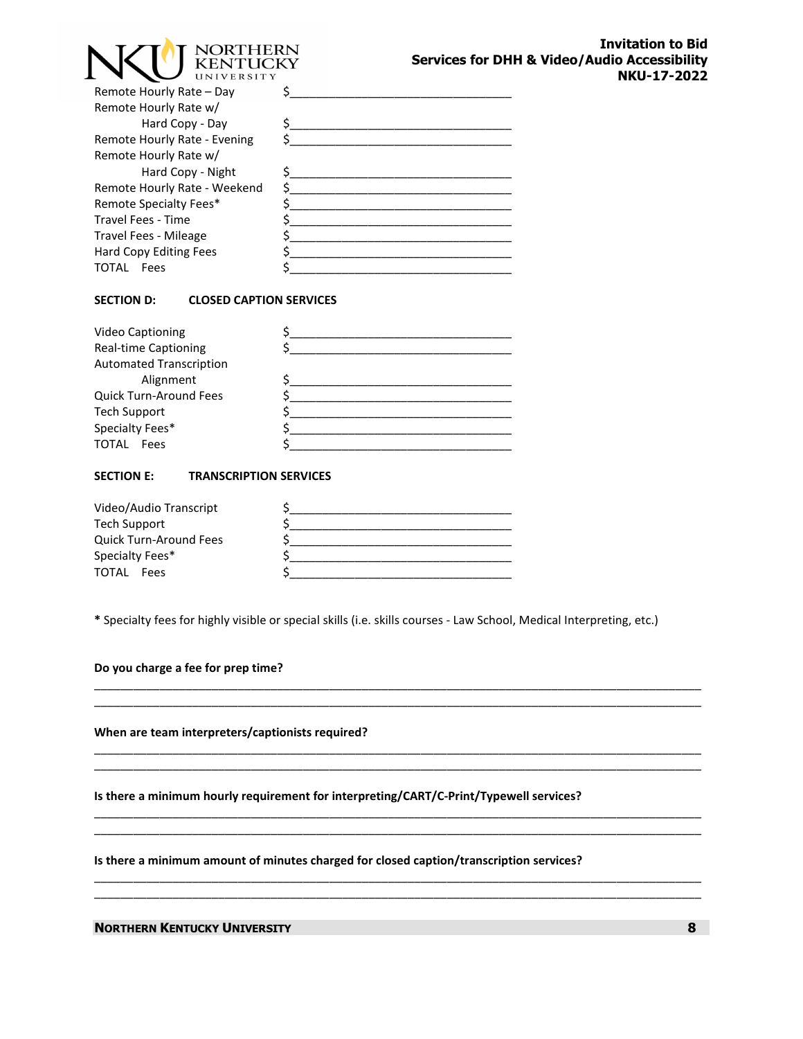| | |
|---|---|
| Remote Hourly Rate – Day | $_______________________________ |
| Remote Hourly Rate w/ Hard Copy - Day | $_______________________________ |
| Remote Hourly Rate - Evening | $_______________________________ |
| Remote Hourly Rate w/ Hard Copy - Night | $_______________________________ |
| Remote Hourly Rate - Weekend | $_______________________________ |
| Remote Specialty Fees* | $_______________________________ |
| Travel Fees - Time | $_______________________________ |
| Travel Fees - Mileage | $_______________________________ |
| Hard Copy Editing Fees | $_______________________________ |
| TOTAL Fees | $_______________________________ |

**SECTION D: CLOSED CAPTION SERVICES**

| | |
|---|---|
| Video Captioning | $_______________________________ |
| Real-time Captioning | $_______________________________ |
| Automated Transcription Alignment | $_______________________________ |
| Quick Turn-Around Fees | $_______________________________ |
| Tech Support | $_______________________________ |
| Specialty Fees* | $_______________________________ |
| TOTAL Fees | $_______________________________ |

**SECTION E: TRANSCRIPTION SERVICES**

| | |
|---|---|
| Video/Audio Transcript | $_______________________________ |
| Tech Support | $_______________________________ |
| Quick Turn-Around Fees | $_______________________________ |
| Specialty Fees* | $_______________________________ |
| TOTAL Fees | $_______________________________ |

**\*** Specialty fees for highly visible or special skills (i.e. skills courses - Law School, Medical Interpreting, etc.)

**Do you charge a fee for prep time?**

_______________________________________________________________________________________

_______________________________________________________________________________________

**When are team interpreters/captionists required?**

_______________________________________________________________________________________

_______________________________________________________________________________________

**Is there a minimum hourly requirement for interpreting/CART/C-Print/Typewell services?**

_______________________________________________________________________________________

_______________________________________________________________________________________

**Is there a minimum amount of minutes charged for closed caption/transcription services?**

_______________________________________________________________________________________

_______________________________________________________________________________________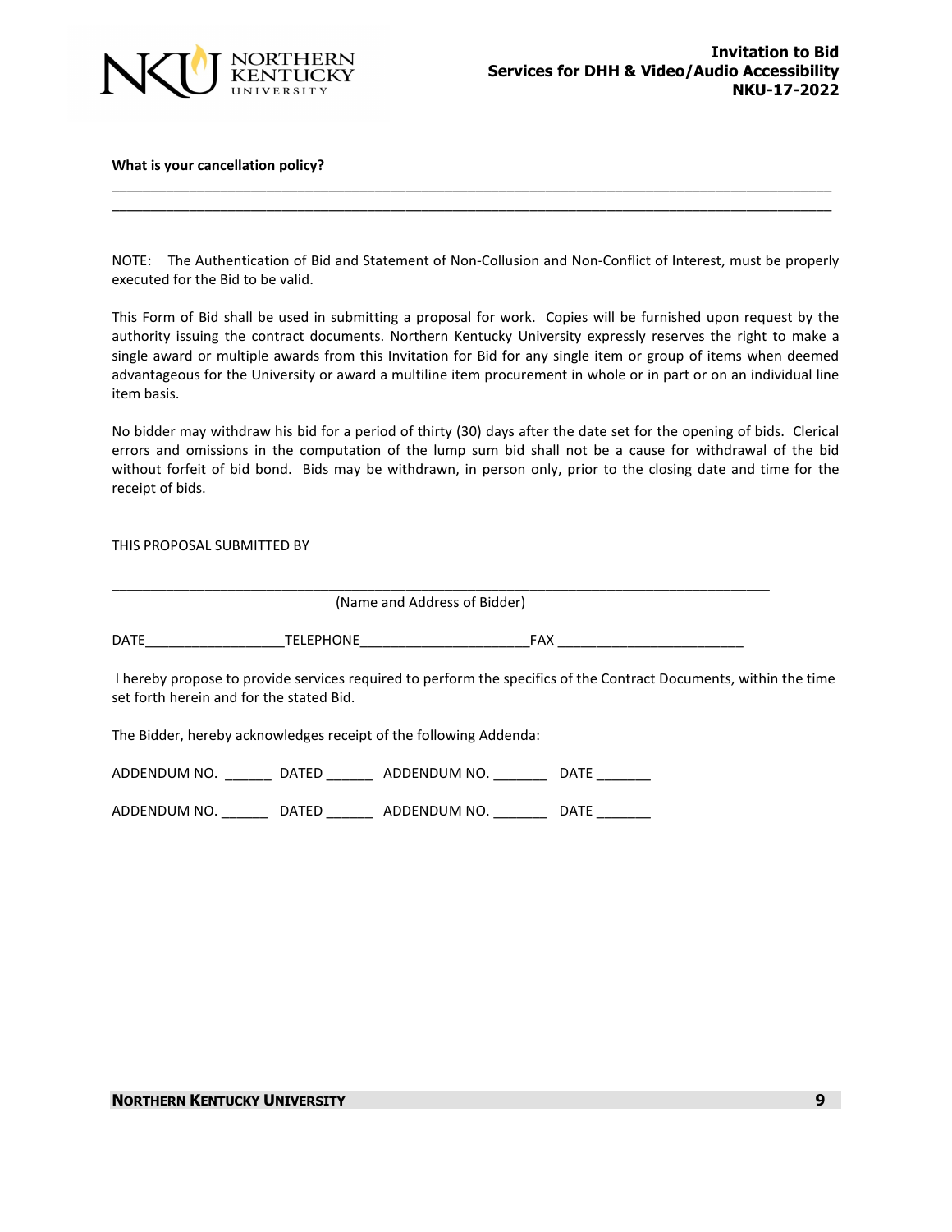**What is your cancellation policy?**

\_\_\_\_\_\_\_\_\_\_\_\_\_\_\_\_\_\_\_\_\_\_\_\_\_\_\_\_\_\_\_\_\_\_\_\_\_\_\_\_\_\_\_\_\_\_\_\_\_\_\_\_\_\_\_\_\_\_\_\_\_\_\_\_\_\_\_\_\_\_\_\_\_\_\_\_\_\_\_\_\_\_\_\_\_\_\_\_\_\_\_\_

\_\_\_\_\_\_\_\_\_\_\_\_\_\_\_\_\_\_\_\_\_\_\_\_\_\_\_\_\_\_\_\_\_\_\_\_\_\_\_\_\_\_\_\_\_\_\_\_\_\_\_\_\_\_\_\_\_\_\_\_\_\_\_\_\_\_\_\_\_\_\_\_\_\_\_\_\_\_\_\_\_\_\_\_\_\_\_\_\_\_\_\_

NOTE: The Authentication of Bid and Statement of Non-Collusion and Non-Conflict of Interest, must be properly executed for the Bid to be valid.

This Form of Bid shall be used in submitting a proposal for work. Copies will be furnished upon request by the authority issuing the contract documents. Northern Kentucky University expressly reserves the right to make a single award or multiple awards from this Invitation for Bid for any single item or group of items when deemed advantageous for the University or award a multiline item procurement in whole or in part or on an individual line item basis.

No bidder may withdraw his bid for a period of thirty (30) days after the date set for the opening of bids. Clerical errors and omissions in the computation of the lump sum bid shall not be a cause for withdrawal of the bid without forfeit of bid bond. Bids may be withdrawn, in person only, prior to the closing date and time for the receipt of bids.

THIS PROPOSAL SUBMITTED BY

\_\_\_\_\_\_\_\_\_\_\_\_\_\_\_\_\_\_\_\_\_\_\_\_\_\_\_\_\_\_\_\_\_\_\_\_\_\_\_\_\_\_\_\_\_\_\_\_\_\_\_\_\_\_\_\_\_\_\_\_\_\_\_\_\_\_\_\_\_\_\_\_\_\_\_\_\_\_\_\_\_\_

(Name and Address of Bidder)

DATE\_\_\_\_\_\_\_\_\_\_\_\_\_\_\_\_\_\_TELEPHONE\_\_\_\_\_\_\_\_\_\_\_\_\_\_\_\_\_\_\_\_\_\_FAX \_\_\_\_\_\_\_\_\_\_\_\_\_\_\_\_\_\_\_\_\_\_\_\_

I hereby propose to provide services required to perform the specifics of the Contract Documents, within the time set forth herein and for the stated Bid.

The Bidder, hereby acknowledges receipt of the following Addenda:

ADDENDUM NO. \_\_\_\_\_\_ DATED \_\_\_\_\_\_ ADDENDUM NO. \_\_\_\_\_\_\_ DATE \_\_\_\_\_\_\_

ADDENDUM NO. \_\_\_\_\_\_ DATED \_\_\_\_\_\_ ADDENDUM NO. \_\_\_\_\_\_\_ DATE \_\_\_\_\_\_\_